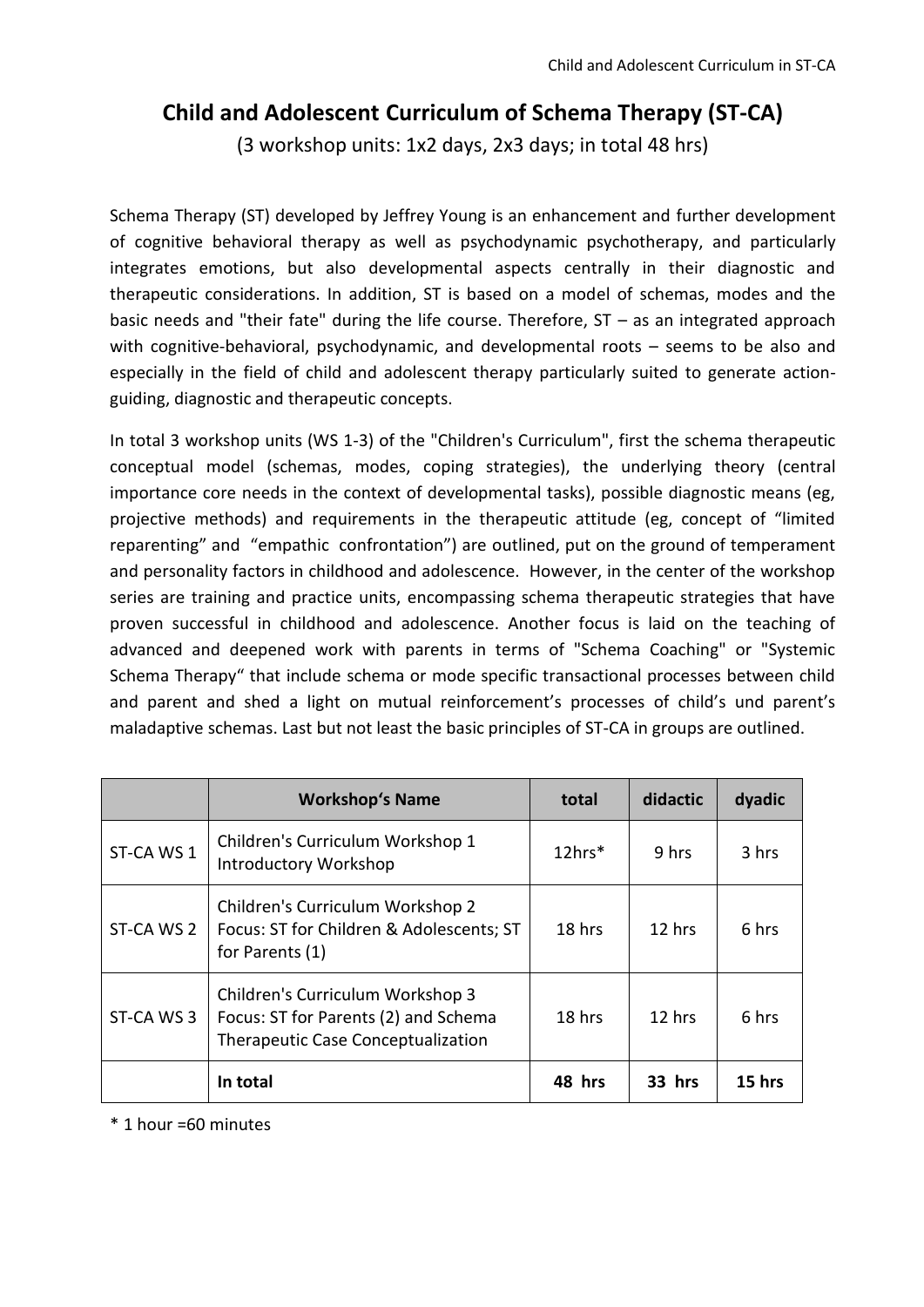# Child and Adolescent Curriculum of Schema Therapy (ST-CA)

(3 workshop units: 1x2 days, 2x3 days; in total 48 hrs)

Schema Therapy (ST) developed by Jeffrey Young is an enhancement and further development of cognitive behavioral therapy as well as psychodynamic psychotherapy, and particularly integrates emotions, but also developmental aspects centrally in their diagnostic and therapeutic considerations. In addition, ST is based on a model of schemas, modes and the basic needs and "their fate" during the life course. Therefore, ST – as an integrated approach with cognitive-behavioral, psychodynamic, and developmental roots – seems to be also and especially in the field of child and adolescent therapy particularly suited to generate action-guiding, diagnostic and therapeutic concepts.

In total 3 workshop units (WS 1-3) of the "Children's Curriculum", first the schema therapeutic conceptual model (schemas, modes, coping strategies), the underlying theory (central importance core needs in the context of developmental tasks), possible diagnostic means (eg, projective methods) and requirements in the therapeutic attitude (eg, concept of "limited reparenting" and "empathic confrontation") are outlined, put on the ground of temperament and personality factors in childhood and adolescence. However, in the center of the workshop series are training and practice units, encompassing schema therapeutic strategies that have proven successful in childhood and adolescence. Another focus is laid on the teaching of advanced and deepened work with parents in terms of "Schema Coaching" or "Systemic Schema Therapy" that include schema or mode specific transactional processes between child and parent and shed a light on mutual reinforcement's processes of child's und parent's maladaptive schemas. Last but not least the basic principles of ST-CA in groups are outlined.

| | **Workshop's Name** | **total** | **didactic** | **dyadic** |
|---|---|---|---|---|
| ST-CA WS 1 | Children's Curriculum Workshop 1 Introductory Workshop | 12hrs* | 9 hrs | 3 hrs |
| ST-CA WS 2 | Children's Curriculum Workshop 2 Focus: ST for Children & Adolescents; ST for Parents (1) | 18 hrs | 12 hrs | 6 hrs |
| ST-CA WS 3 | Children's Curriculum Workshop 3 Focus: ST for Parents (2) and Schema Therapeutic Case Conceptualization | 18 hrs | 12 hrs | 6 hrs |
| | **In total** | **48 hrs** | **33 hrs** | **15 hrs** |

* 1 hour =60 minutes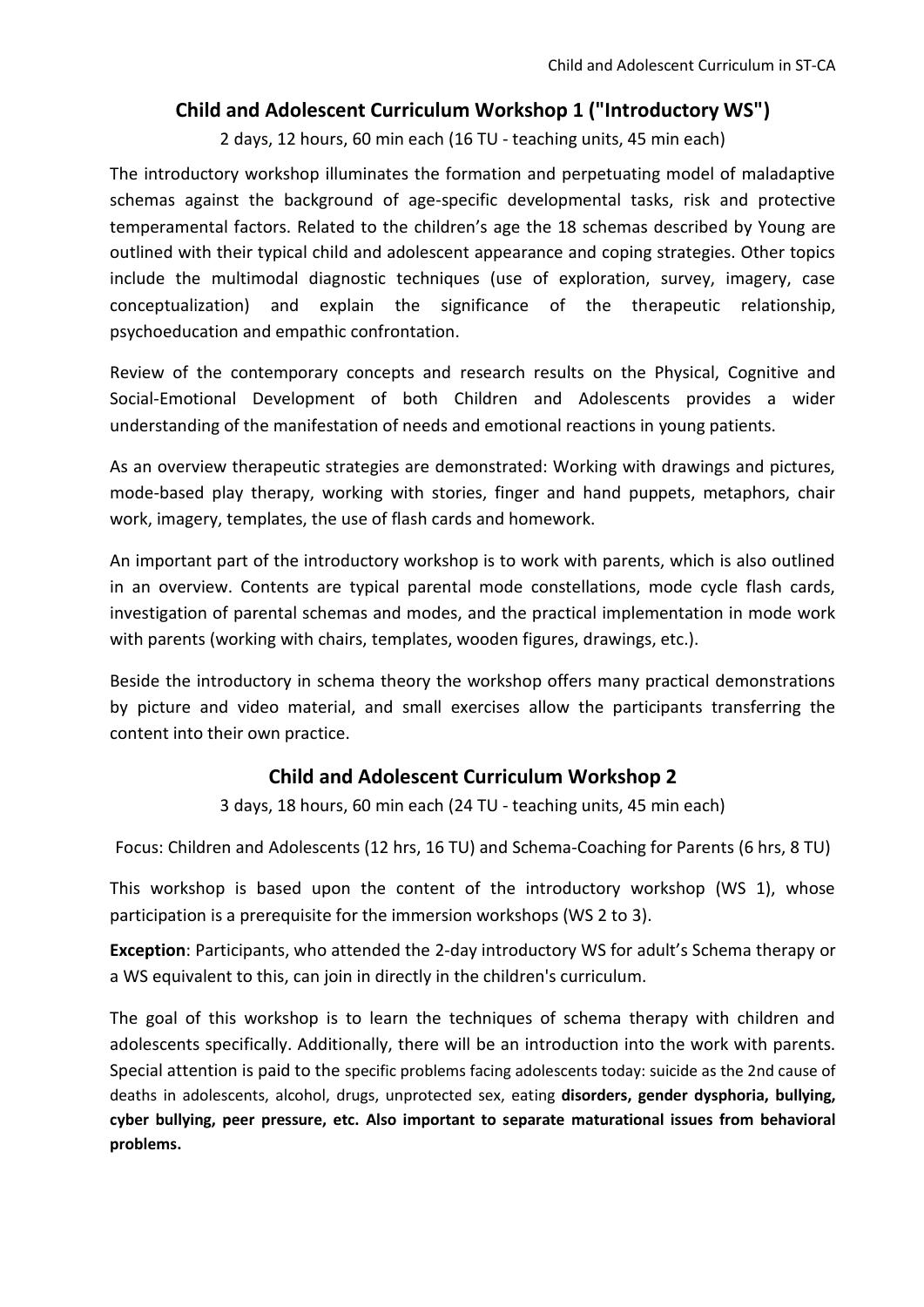## Child and Adolescent Curriculum Workshop 1 ("Introductory WS")

2 days, 12 hours, 60 min each (16 TU - teaching units, 45 min each)

The introductory workshop illuminates the formation and perpetuating model of maladaptive schemas against the background of age-specific developmental tasks, risk and protective temperamental factors. Related to the children's age the 18 schemas described by Young are outlined with their typical child and adolescent appearance and coping strategies. Other topics include the multimodal diagnostic techniques (use of exploration, survey, imagery, case conceptualization) and explain the significance of the therapeutic relationship, psychoeducation and empathic confrontation.

Review of the contemporary concepts and research results on the Physical, Cognitive and Social-Emotional Development of both Children and Adolescents provides a wider understanding of the manifestation of needs and emotional reactions in young patients.

As an overview therapeutic strategies are demonstrated: Working with drawings and pictures, mode-based play therapy, working with stories, finger and hand puppets, metaphors, chair work, imagery, templates, the use of flash cards and homework.

An important part of the introductory workshop is to work with parents, which is also outlined in an overview. Contents are typical parental mode constellations, mode cycle flash cards, investigation of parental schemas and modes, and the practical implementation in mode work with parents (working with chairs, templates, wooden figures, drawings, etc.).

Beside the introductory in schema theory the workshop offers many practical demonstrations by picture and video material, and small exercises allow the participants transferring the content into their own practice.

## Child and Adolescent Curriculum Workshop 2

3 days, 18 hours, 60 min each (24 TU - teaching units, 45 min each)

Focus: Children and Adolescents (12 hrs, 16 TU) and Schema-Coaching for Parents (6 hrs, 8 TU)

This workshop is based upon the content of the introductory workshop (WS 1), whose participation is a prerequisite for the immersion workshops (WS 2 to 3).

**Exception**: Participants, who attended the 2-day introductory WS for adult's Schema therapy or a WS equivalent to this, can join in directly in the children's curriculum.

The goal of this workshop is to learn the techniques of schema therapy with children and adolescents specifically. Additionally, there will be an introduction into the work with parents. Special attention is paid to the specific problems facing adolescents today: suicide as the 2nd cause of deaths in adolescents, alcohol, drugs, unprotected sex, eating **disorders, gender dysphoria, bullying, cyber bullying, peer pressure, etc. Also important to separate maturational issues from behavioral problems.**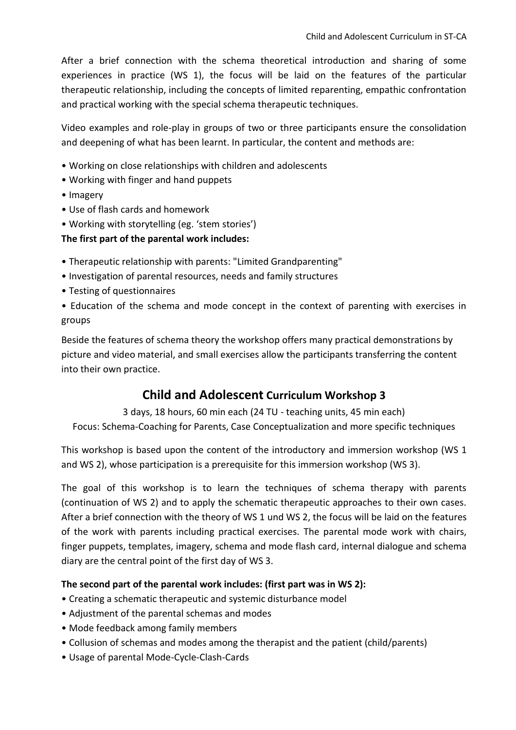After a brief connection with the schema theoretical introduction and sharing of some experiences in practice (WS 1), the focus will be laid on the features of the particular therapeutic relationship, including the concepts of limited reparenting, empathic confrontation and practical working with the special schema therapeutic techniques.

Video examples and role-play in groups of two or three participants ensure the consolidation and deepening of what has been learnt. In particular, the content and methods are:

- Working on close relationships with children and adolescents
- Working with finger and hand puppets
- Imagery
- Use of flash cards and homework
- Working with storytelling (eg. 'stem stories')

**The first part of the parental work includes:**

- Therapeutic relationship with parents: "Limited Grandparenting"
- Investigation of parental resources, needs and family structures
- Testing of questionnaires
- Education of the schema and mode concept in the context of parenting with exercises in groups

Beside the features of schema theory the workshop offers many practical demonstrations by picture and video material, and small exercises allow the participants transferring the content into their own practice.

## Child and Adolescent Curriculum Workshop 3

3 days, 18 hours, 60 min each (24 TU - teaching units, 45 min each)
Focus: Schema-Coaching for Parents, Case Conceptualization and more specific techniques

This workshop is based upon the content of the introductory and immersion workshop (WS 1 and WS 2), whose participation is a prerequisite for this immersion workshop (WS 3).

The goal of this workshop is to learn the techniques of schema therapy with parents (continuation of WS 2) and to apply the schematic therapeutic approaches to their own cases. After a brief connection with the theory of WS 1 und WS 2, the focus will be laid on the features of the work with parents including practical exercises. The parental mode work with chairs, finger puppets, templates, imagery, schema and mode flash card, internal dialogue and schema diary are the central point of the first day of WS 3.

**The second part of the parental work includes: (first part was in WS 2):**

- Creating a schematic therapeutic and systemic disturbance model
- Adjustment of the parental schemas and modes
- Mode feedback among family members
- Collusion of schemas and modes among the therapist and the patient (child/parents)
- Usage of parental Mode-Cycle-Clash-Cards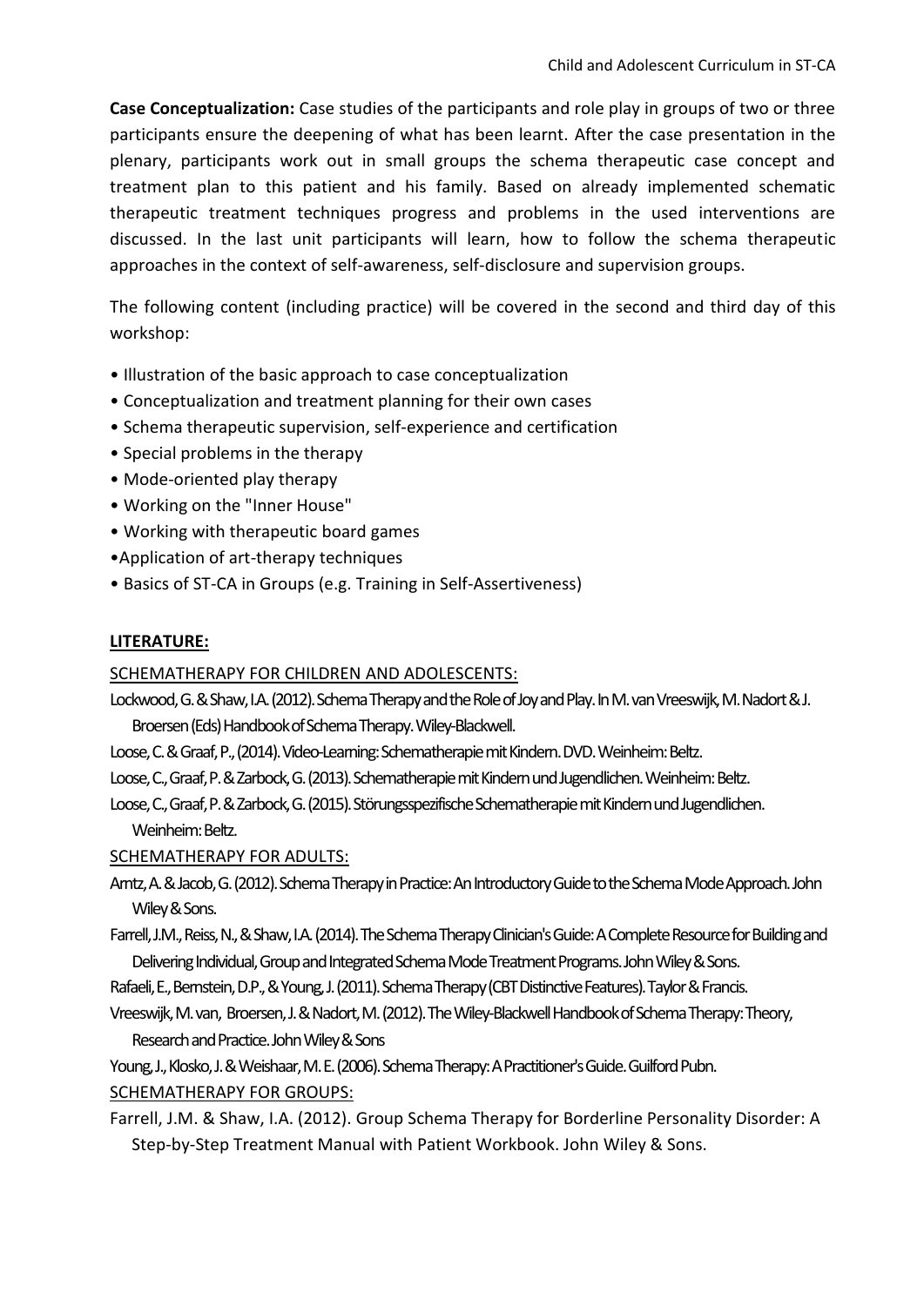**Case Conceptualization:** Case studies of the participants and role play in groups of two or three participants ensure the deepening of what has been learnt. After the case presentation in the plenary, participants work out in small groups the schema therapeutic case concept and treatment plan to this patient and his family. Based on already implemented schematic therapeutic treatment techniques progress and problems in the used interventions are discussed. In the last unit participants will learn, how to follow the schema therapeutic approaches in the context of self-awareness, self-disclosure and supervision groups.

The following content (including practice) will be covered in the second and third day of this workshop:

- Illustration of the basic approach to case conceptualization
- Conceptualization and treatment planning for their own cases
- Schema therapeutic supervision, self-experience and certification
- Special problems in the therapy
- Mode-oriented play therapy
- Working on the "Inner House"
- Working with therapeutic board games
- Application of art-therapy techniques
- Basics of ST-CA in Groups (e.g. Training in Self-Assertiveness)

## LITERATURE:

### SCHEMATHERAPY FOR CHILDREN AND ADOLESCENTS:

Lockwood, G. & Shaw, I.A. (2012). Schema Therapy and the Role of Joy and Play. In M. van Vreeswijk, M. Nadort & J. Broersen (Eds) Handbook of Schema Therapy. Wiley-Blackwell.

Loose, C. & Graaf, P., (2014). Video-Learning: Schematherapie mit Kindern. DVD. Weinheim: Beltz.

Loose, C., Graaf, P. & Zarbock, G. (2013). Schematherapie mit Kindern und Jugendlichen. Weinheim: Beltz.

Loose, C., Graaf, P. & Zarbock, G. (2015). Störungsspezifische Schematherapie mit Kindern und Jugendlichen. Weinheim: Beltz.

### SCHEMATHERAPY FOR ADULTS:

Arntz, A. & Jacob, G. (2012). Schema Therapy in Practice: An Introductory Guide to the Schema Mode Approach. John Wiley & Sons.

Farrell, J.M., Reiss, N., & Shaw, I.A. (2014). The Schema Therapy Clinician's Guide: A Complete Resource for Building and Delivering Individual, Group and Integrated Schema Mode Treatment Programs. John Wiley & Sons.

Rafaeli, E., Bernstein, D.P., & Young, J. (2011). Schema Therapy (CBT Distinctive Features). Taylor & Francis.

Vreeswijk, M. van, Broersen, J. & Nadort, M. (2012). The Wiley-Blackwell Handbook of Schema Therapy: Theory, Research and Practice. John Wiley & Sons

Young, J., Klosko, J. & Weishaar, M. E. (2006). Schema Therapy: A Practitioner's Guide. Guilford Pubn.

### SCHEMATHERAPY FOR GROUPS:

Farrell, J.M. & Shaw, I.A. (2012). Group Schema Therapy for Borderline Personality Disorder: A Step-by-Step Treatment Manual with Patient Workbook. John Wiley & Sons.